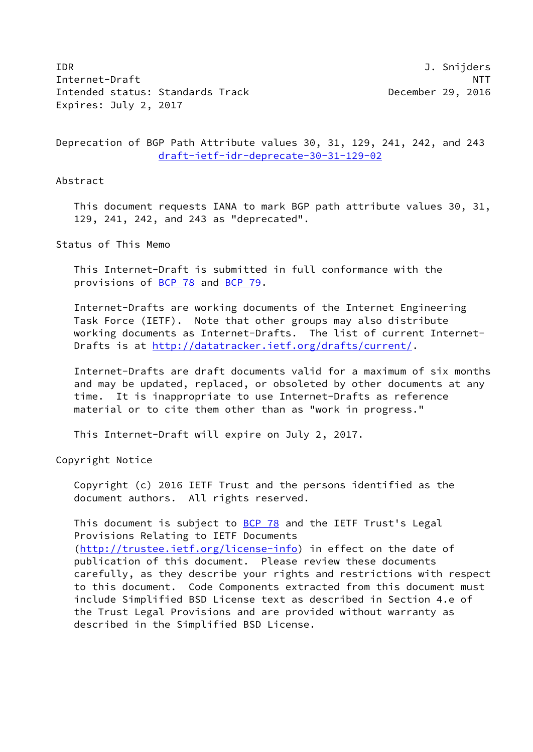IDR J. Snijders
Internet-Draft NTT
Intended status: Standards Track December 29, 2016
Expires: July 2, 2017

# Deprecation of BGP Path Attribute values 30, 31, 129, 241, 242, and 243

draft-ietf-idr-deprecate-30-31-129-02

## Abstract

This document requests IANA to mark BGP path attribute values 30, 31, 129, 241, 242, and 243 as "deprecated".

## Status of This Memo

This Internet-Draft is submitted in full conformance with the provisions of BCP 78 and BCP 79.

Internet-Drafts are working documents of the Internet Engineering Task Force (IETF). Note that other groups may also distribute working documents as Internet-Drafts. The list of current Internet-Drafts is at http://datatracker.ietf.org/drafts/current/.

Internet-Drafts are draft documents valid for a maximum of six months and may be updated, replaced, or obsoleted by other documents at any time. It is inappropriate to use Internet-Drafts as reference material or to cite them other than as "work in progress."

This Internet-Draft will expire on July 2, 2017.

## Copyright Notice

Copyright (c) 2016 IETF Trust and the persons identified as the document authors. All rights reserved.

This document is subject to BCP 78 and the IETF Trust's Legal Provisions Relating to IETF Documents (http://trustee.ietf.org/license-info) in effect on the date of publication of this document. Please review these documents carefully, as they describe your rights and restrictions with respect to this document. Code Components extracted from this document must include Simplified BSD License text as described in Section 4.e of the Trust Legal Provisions and are provided without warranty as described in the Simplified BSD License.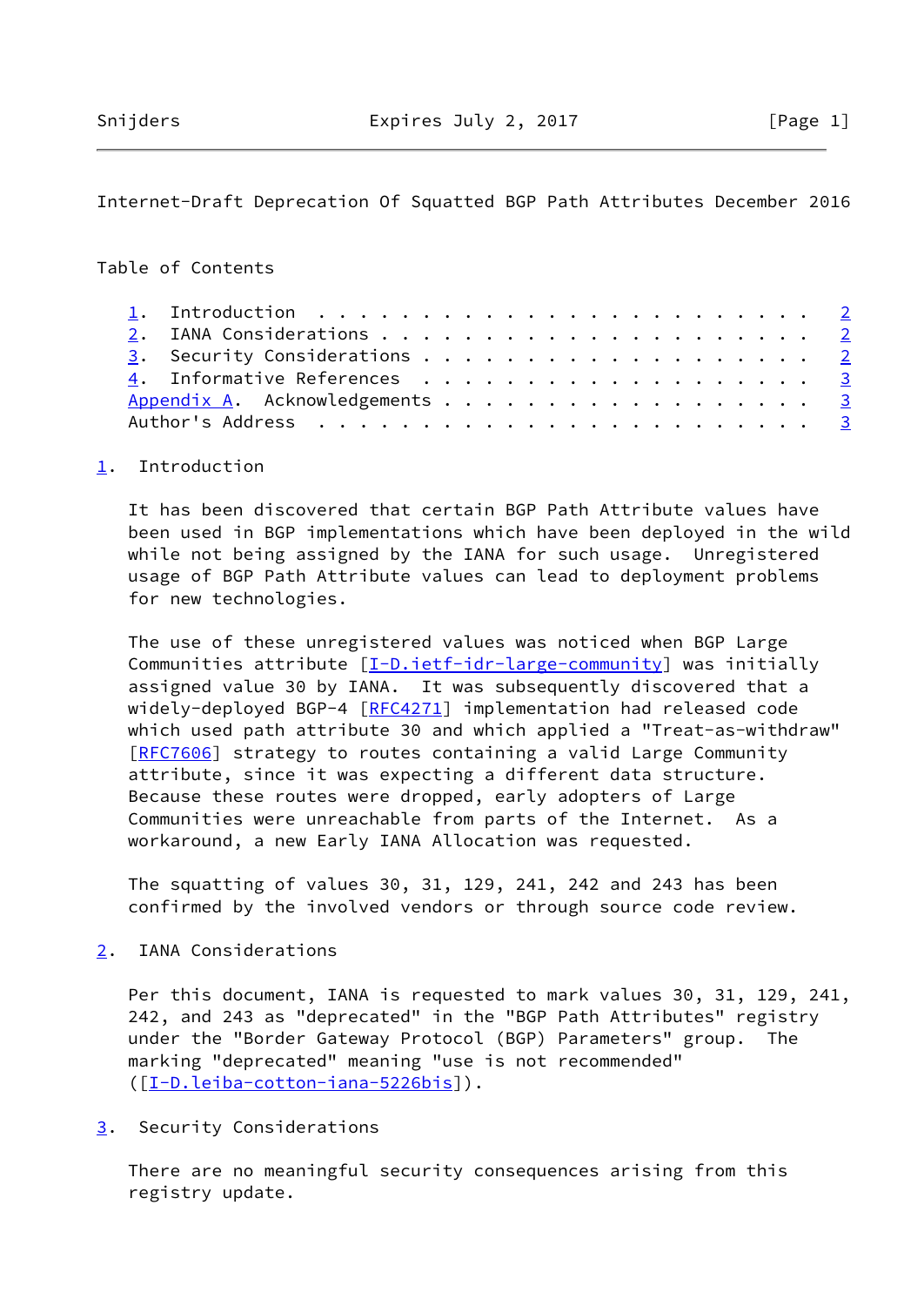Internet-Draft Deprecation Of Squatted BGP Path Attributes December 2016

Table of Contents

1. Introduction . . . . . . . . . . . . . . . . . . . . . . . . 2
2. IANA Considerations . . . . . . . . . . . . . . . . . . . . . 2
3. Security Considerations . . . . . . . . . . . . . . . . . . . 2
4. Informative References . . . . . . . . . . . . . . . . . . . 3
Appendix A. Acknowledgements . . . . . . . . . . . . . . . . . . 3
Author's Address . . . . . . . . . . . . . . . . . . . . . . . . 3

## 1. Introduction

It has been discovered that certain BGP Path Attribute values have been used in BGP implementations which have been deployed in the wild while not being assigned by the IANA for such usage. Unregistered usage of BGP Path Attribute values can lead to deployment problems for new technologies.

The use of these unregistered values was noticed when BGP Large Communities attribute [I-D.ietf-idr-large-community] was initially assigned value 30 by IANA. It was subsequently discovered that a widely-deployed BGP-4 [RFC4271] implementation had released code which used path attribute 30 and which applied a "Treat-as-withdraw" [RFC7606] strategy to routes containing a valid Large Community attribute, since it was expecting a different data structure. Because these routes were dropped, early adopters of Large Communities were unreachable from parts of the Internet. As a workaround, a new Early IANA Allocation was requested.

The squatting of values 30, 31, 129, 241, 242 and 243 has been confirmed by the involved vendors or through source code review.

## 2. IANA Considerations

Per this document, IANA is requested to mark values 30, 31, 129, 241, 242, and 243 as "deprecated" in the "BGP Path Attributes" registry under the "Border Gateway Protocol (BGP) Parameters" group. The marking "deprecated" meaning "use is not recommended" ([I-D.leiba-cotton-iana-5226bis]).

## 3. Security Considerations

There are no meaningful security consequences arising from this registry update.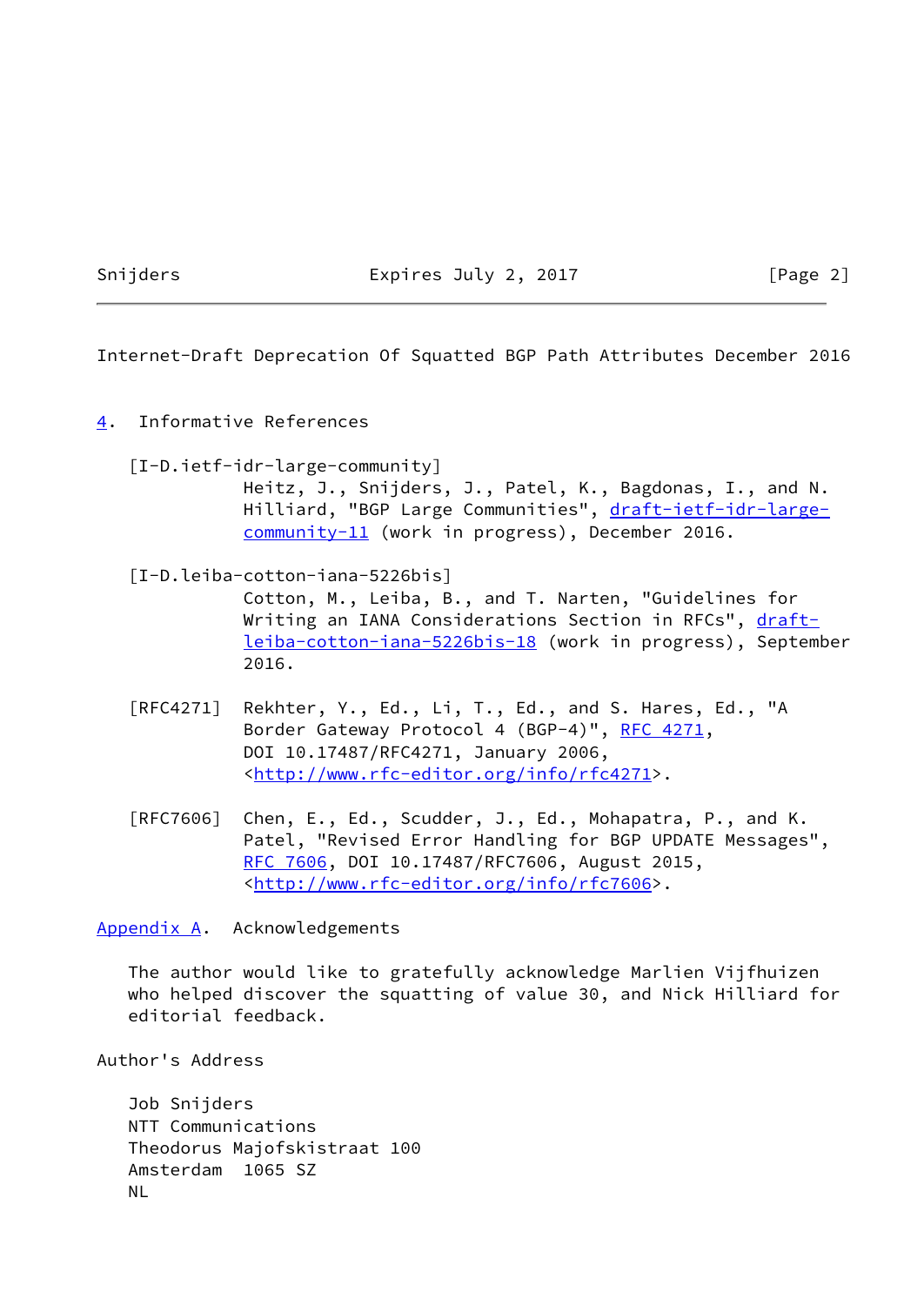## 4. Informative References

[I-D.ietf-idr-large-community]
Heitz, J., Snijders, J., Patel, K., Bagdonas, I., and N. Hilliard, "BGP Large Communities", draft-ietf-idr-large-community-11 (work in progress), December 2016.

[I-D.leiba-cotton-iana-5226bis]
Cotton, M., Leiba, B., and T. Narten, "Guidelines for Writing an IANA Considerations Section in RFCs", draft-leiba-cotton-iana-5226bis-18 (work in progress), September 2016.

[RFC4271] Rekhter, Y., Ed., Li, T., Ed., and S. Hares, Ed., "A Border Gateway Protocol 4 (BGP-4)", RFC 4271, DOI 10.17487/RFC4271, January 2006, <http://www.rfc-editor.org/info/rfc4271>.

[RFC7606] Chen, E., Ed., Scudder, J., Ed., Mohapatra, P., and K. Patel, "Revised Error Handling for BGP UPDATE Messages", RFC 7606, DOI 10.17487/RFC7606, August 2015, <http://www.rfc-editor.org/info/rfc7606>.

## Appendix A. Acknowledgements

The author would like to gratefully acknowledge Marlien Vijfhuizen who helped discover the squatting of value 30, and Nick Hilliard for editorial feedback.

## Author's Address

Job Snijders
NTT Communications
Theodorus Majofskistraat 100
Amsterdam 1065 SZ
NL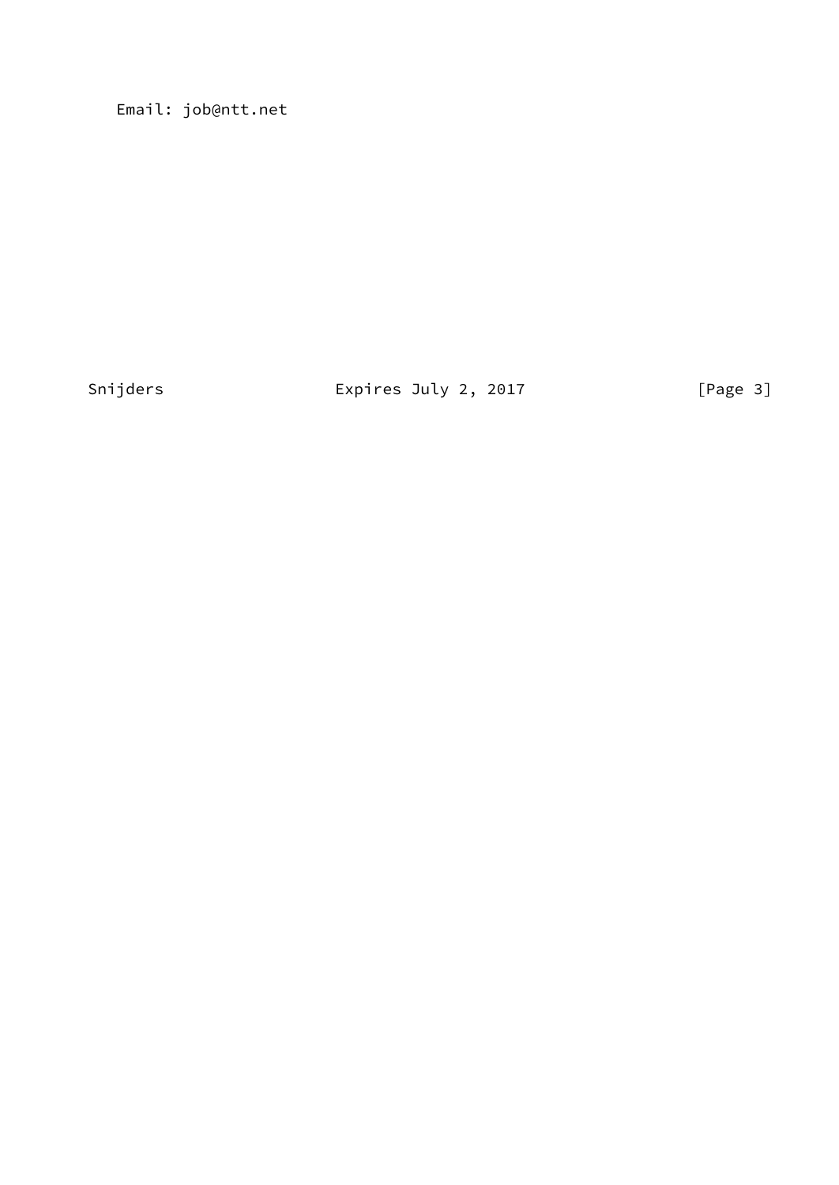Email: job@ntt.net